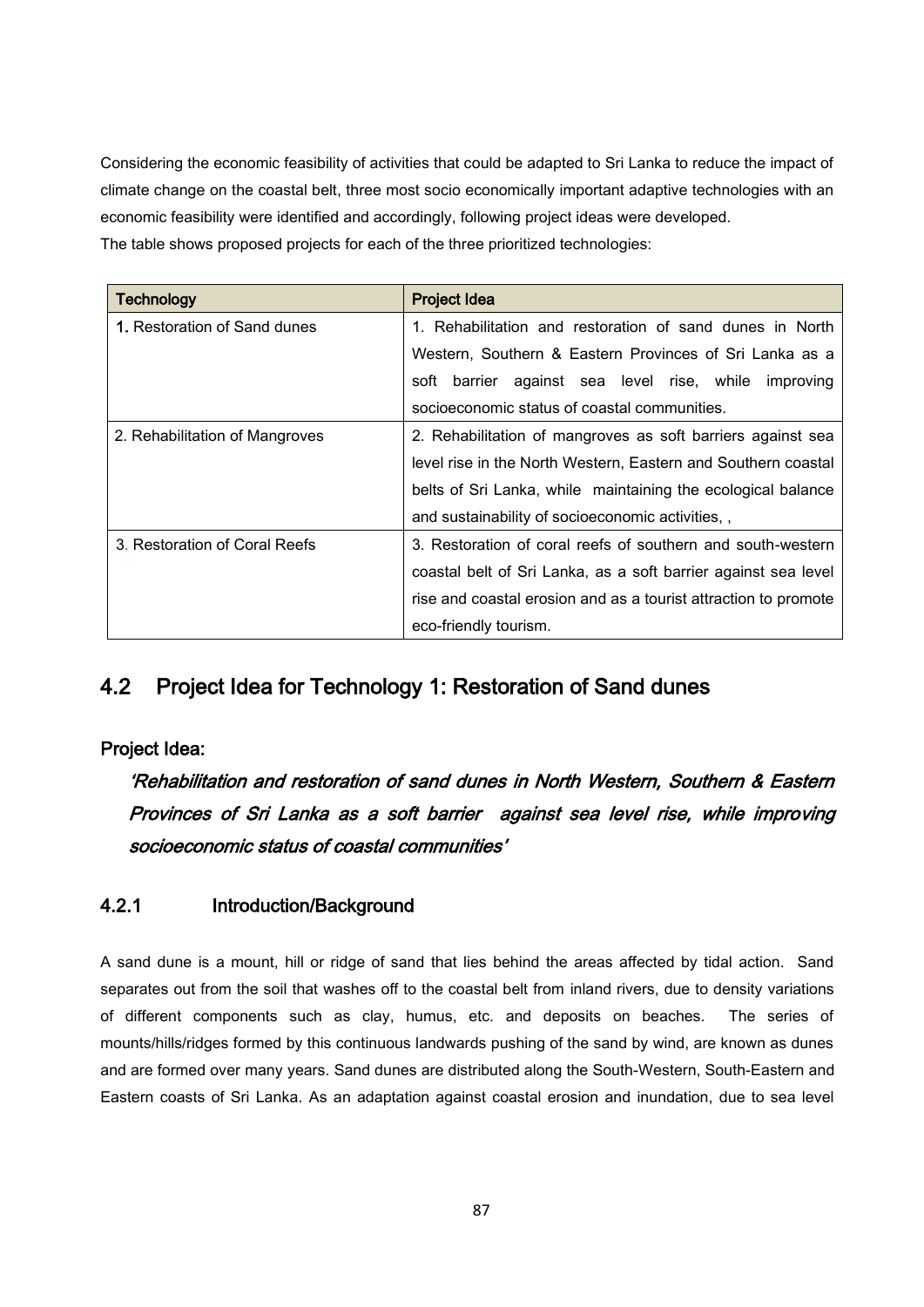Considering the economic feasibility of activities that could be adapted to Sri Lanka to reduce the impact of climate change on the coastal belt, three most socio economically important adaptive technologies with an economic feasibility were identified and accordingly, following project ideas were developed.
The table shows proposed projects for each of the three prioritized technologies:

| Technology | Project Idea |
|---|---|
| 1. Restoration of Sand dunes | 1. Rehabilitation and restoration of sand dunes in North Western, Southern & Eastern Provinces of Sri Lanka as a soft barrier against sea level rise, while improving socioeconomic status of coastal communities. |
| 2. Rehabilitation of Mangroves | 2. Rehabilitation of mangroves as soft barriers against sea level rise in the North Western, Eastern and Southern coastal belts of Sri Lanka, while maintaining the ecological balance and sustainability of socioeconomic activities, , |
| 3. Restoration of Coral Reefs | 3. Restoration of coral reefs of southern and south-western coastal belt of Sri Lanka, as a soft barrier against sea level rise and coastal erosion and as a tourist attraction to promote eco-friendly tourism. |

## 4.2 Project Idea for Technology 1: Restoration of Sand dunes

### Project Idea:

***'Rehabilitation and restoration of sand dunes in North Western, Southern & Eastern Provinces of Sri Lanka as a soft barrier against sea level rise, while improving socioeconomic status of coastal communities'***

### 4.2.1 Introduction/Background

A sand dune is a mount, hill or ridge of sand that lies behind the areas affected by tidal action. Sand separates out from the soil that washes off to the coastal belt from inland rivers, due to density variations of different components such as clay, humus, etc. and deposits on beaches. The series of mounts/hills/ridges formed by this continuous landwards pushing of the sand by wind, are known as dunes and are formed over many years. Sand dunes are distributed along the South-Western, South-Eastern and Eastern coasts of Sri Lanka. As an adaptation against coastal erosion and inundation, due to sea level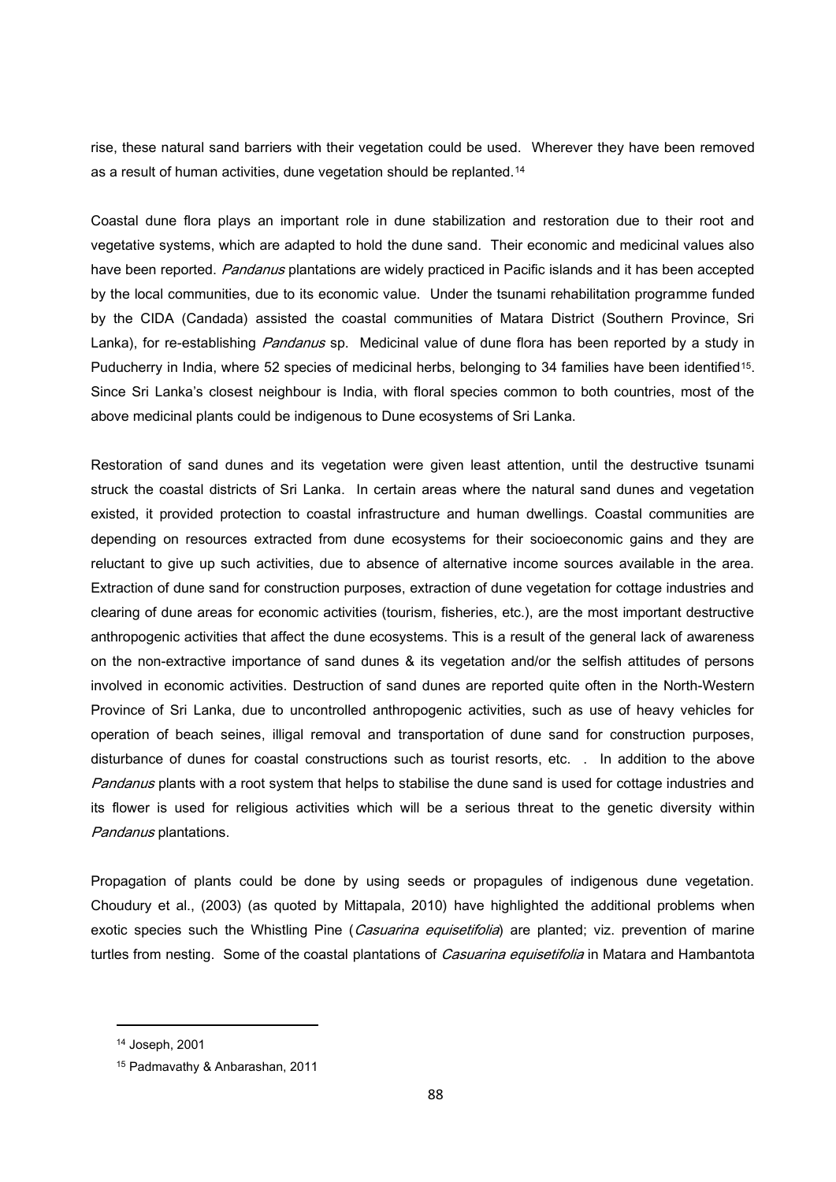rise, these natural sand barriers with their vegetation could be used. Wherever they have been removed as a result of human activities, dune vegetation should be replanted.[14]

Coastal dune flora plays an important role in dune stabilization and restoration due to their root and vegetative systems, which are adapted to hold the dune sand. Their economic and medicinal values also have been reported. *Pandanus* plantations are widely practiced in Pacific islands and it has been accepted by the local communities, due to its economic value. Under the tsunami rehabilitation programme funded by the CIDA (Candada) assisted the coastal communities of Matara District (Southern Province, Sri Lanka), for re-establishing *Pandanus* sp. Medicinal value of dune flora has been reported by a study in Puducherry in India, where 52 species of medicinal herbs, belonging to 34 families have been identified[15]. Since Sri Lanka's closest neighbour is India, with floral species common to both countries, most of the above medicinal plants could be indigenous to Dune ecosystems of Sri Lanka.

Restoration of sand dunes and its vegetation were given least attention, until the destructive tsunami struck the coastal districts of Sri Lanka. In certain areas where the natural sand dunes and vegetation existed, it provided protection to coastal infrastructure and human dwellings. Coastal communities are depending on resources extracted from dune ecosystems for their socioeconomic gains and they are reluctant to give up such activities, due to absence of alternative income sources available in the area. Extraction of dune sand for construction purposes, extraction of dune vegetation for cottage industries and clearing of dune areas for economic activities (tourism, fisheries, etc.), are the most important destructive anthropogenic activities that affect the dune ecosystems. This is a result of the general lack of awareness on the non-extractive importance of sand dunes & its vegetation and/or the selfish attitudes of persons involved in economic activities. Destruction of sand dunes are reported quite often in the North-Western Province of Sri Lanka, due to uncontrolled anthropogenic activities, such as use of heavy vehicles for operation of beach seines, illigal removal and transportation of dune sand for construction purposes, disturbance of dunes for coastal constructions such as tourist resorts, etc. . In addition to the above *Pandanus* plants with a root system that helps to stabilise the dune sand is used for cottage industries and its flower is used for religious activities which will be a serious threat to the genetic diversity within *Pandanus* plantations.

Propagation of plants could be done by using seeds or propagules of indigenous dune vegetation. Choudury et al., (2003) (as quoted by Mittapala, 2010) have highlighted the additional problems when exotic species such the Whistling Pine (*Casuarina equisetifolia*) are planted; viz. prevention of marine turtles from nesting. Some of the coastal plantations of *Casuarina equisetifolia* in Matara and Hambantota

---

[14] Joseph, 2001

[15] Padmavathy & Anbarashan, 2011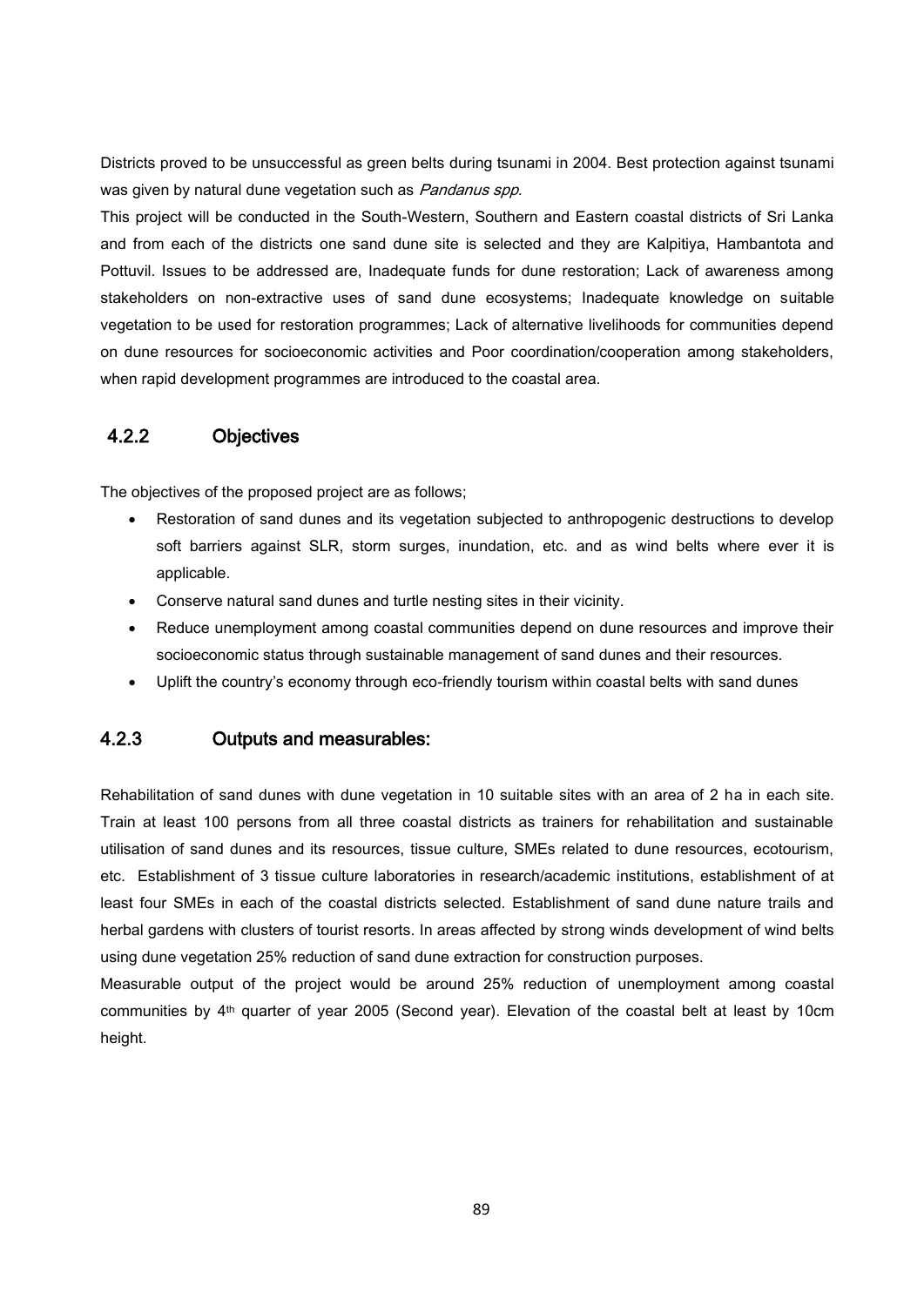Districts proved to be unsuccessful as green belts during tsunami in 2004. Best protection against tsunami was given by natural dune vegetation such as *Pandanus spp.*

This project will be conducted in the South-Western, Southern and Eastern coastal districts of Sri Lanka and from each of the districts one sand dune site is selected and they are Kalpitiya, Hambantota and Pottuvil. Issues to be addressed are, Inadequate funds for dune restoration; Lack of awareness among stakeholders on non-extractive uses of sand dune ecosystems; Inadequate knowledge on suitable vegetation to be used for restoration programmes; Lack of alternative livelihoods for communities depend on dune resources for socioeconomic activities and Poor coordination/cooperation among stakeholders, when rapid development programmes are introduced to the coastal area.

### 4.2.2 Objectives

The objectives of the proposed project are as follows;

- Restoration of sand dunes and its vegetation subjected to anthropogenic destructions to develop soft barriers against SLR, storm surges, inundation, etc. and as wind belts where ever it is applicable.
- Conserve natural sand dunes and turtle nesting sites in their vicinity.
- Reduce unemployment among coastal communities depend on dune resources and improve their socioeconomic status through sustainable management of sand dunes and their resources.
- Uplift the country's economy through eco-friendly tourism within coastal belts with sand dunes

### 4.2.3 Outputs and measurables:

Rehabilitation of sand dunes with dune vegetation in 10 suitable sites with an area of 2 ha in each site. Train at least 100 persons from all three coastal districts as trainers for rehabilitation and sustainable utilisation of sand dunes and its resources, tissue culture, SMEs related to dune resources, ecotourism, etc. Establishment of 3 tissue culture laboratories in research/academic institutions, establishment of at least four SMEs in each of the coastal districts selected. Establishment of sand dune nature trails and herbal gardens with clusters of tourist resorts. In areas affected by strong winds development of wind belts using dune vegetation 25% reduction of sand dune extraction for construction purposes.

Measurable output of the project would be around 25% reduction of unemployment among coastal communities by 4th quarter of year 2005 (Second year). Elevation of the coastal belt at least by 10cm height.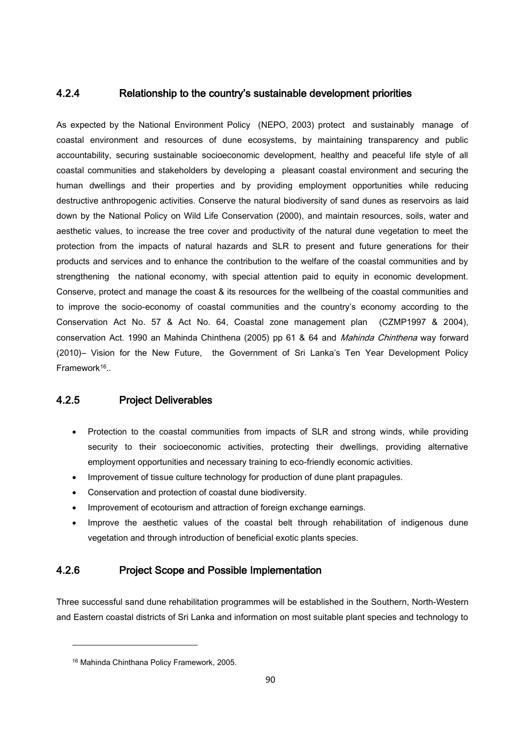### 4.2.4 Relationship to the country's sustainable development priorities

As expected by the National Environment Policy (NEPO, 2003) protect and sustainably manage of coastal environment and resources of dune ecosystems, by maintaining transparency and public accountability, securing sustainable socioeconomic development, healthy and peaceful life style of all coastal communities and stakeholders by developing a pleasant coastal environment and securing the human dwellings and their properties and by providing employment opportunities while reducing destructive anthropogenic activities. Conserve the natural biodiversity of sand dunes as reservoirs as laid down by the National Policy on Wild Life Conservation (2000), and maintain resources, soils, water and aesthetic values, to increase the tree cover and productivity of the natural dune vegetation to meet the protection from the impacts of natural hazards and SLR to present and future generations for their products and services and to enhance the contribution to the welfare of the coastal communities and by strengthening the national economy, with special attention paid to equity in economic development. Conserve, protect and manage the coast & its resources for the wellbeing of the coastal communities and to improve the socio-economy of coastal communities and the country's economy according to the Conservation Act No. 57 & Act No. 64, Coastal zone management plan (CZMP1997 & 2004), conservation Act. 1990 an Mahinda Chinthena (2005) pp 61 & 64 and *Mahinda Chinthena* way forward (2010)– Vision for the New Future, the Government of Sri Lanka's Ten Year Development Policy Framework[16]..

### 4.2.5 Project Deliverables

- Protection to the coastal communities from impacts of SLR and strong winds, while providing security to their socioeconomic activities, protecting their dwellings, providing alternative employment opportunities and necessary training to eco-friendly economic activities.
- Improvement of tissue culture technology for production of dune plant prapagules.
- Conservation and protection of coastal dune biodiversity.
- Improvement of ecotourism and attraction of foreign exchange earnings.
- Improve the aesthetic values of the coastal belt through rehabilitation of indigenous dune vegetation and through introduction of beneficial exotic plants species.

### 4.2.6 Project Scope and Possible Implementation

Three successful sand dune rehabilitation programmes will be established in the Southern, North-Western and Eastern coastal districts of Sri Lanka and information on most suitable plant species and technology to

[16] Mahinda Chinthana Policy Framework, 2005.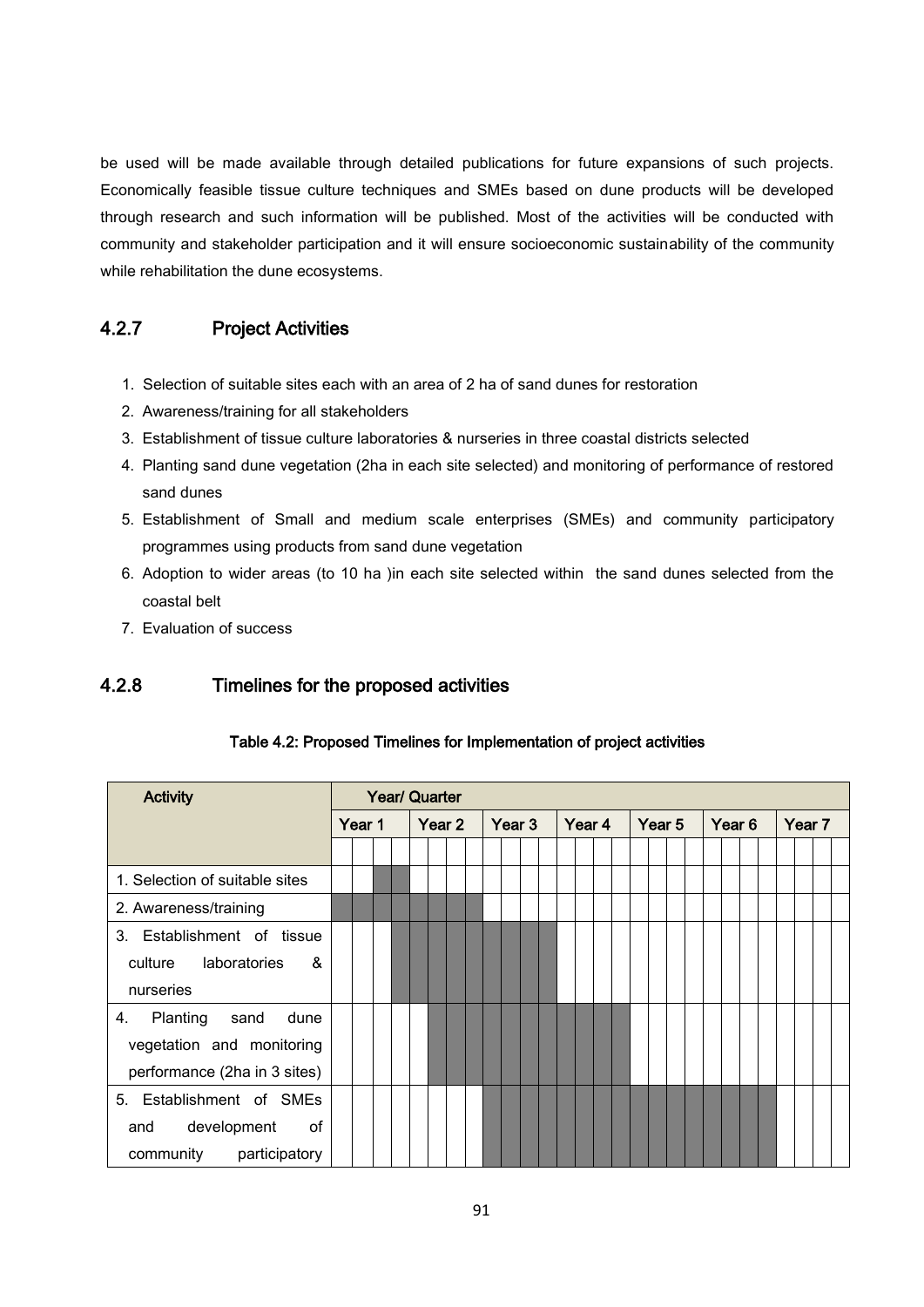be used will be made available through detailed publications for future expansions of such projects. Economically feasible tissue culture techniques and SMEs based on dune products will be developed through research and such information will be published. Most of the activities will be conducted with community and stakeholder participation and it will ensure socioeconomic sustainability of the community while rehabilitation the dune ecosystems.

### 4.2.7 Project Activities

1. Selection of suitable sites each with an area of 2 ha of sand dunes for restoration
2. Awareness/training for all stakeholders
3. Establishment of tissue culture laboratories & nurseries in three coastal districts selected
4. Planting sand dune vegetation (2ha in each site selected) and monitoring of performance of restored sand dunes
5. Establishment of Small and medium scale enterprises (SMEs) and community participatory programmes using products from sand dune vegetation
6. Adoption to wider areas (to 10 ha )in each site selected within the sand dunes selected from the coastal belt
7. Evaluation of success

### 4.2.8 Timelines for the proposed activities

**Table 4.2: Proposed Timelines for Implementation of project activities**

| Activity | Year/ Quarter | | | | | | | | | | | | | | | | | | | | | | | | | | | |
|---|---|---|---|---|---|---|---|---|---|---|---|---|---|---|---|---|---|---|---|---|---|---|---|---|---|---|---|---|
| | Year 1 | | | | Year 2 | | | | Year 3 | | | | Year 4 | | | | Year 5 | | | | Year 6 | | | | Year 7 | | | |
| | | | | | | | | | | | | | | | | | | | | | | | | | | | | |
| 1. Selection of suitable sites | | | ■ | ■ | | | | | | | | | | | | | | | | | | | | | | | | |
| 2. Awareness/training | ■ | ■ | ■ | ■ | ■ | ■ | ■ | ■ | | | | | | | | | | | | | | | | | | | | |
| 3. Establishment of tissue culture laboratories & nurseries | | | | ■ | ■ | ■ | ■ | ■ | ■ | ■ | ■ | ■ | | | | | | | | | | | | | | | | |
| 4. Planting sand dune vegetation and monitoring performance (2ha in 3 sites) | | | | | | ■ | ■ | ■ | ■ | ■ | ■ | ■ | ■ | ■ | ■ | ■ | | | | | | | | | | | | |
| 5. Establishment of SMEs and development of community participatory | | | | | | | | | ■ | ■ | ■ | ■ | ■ | ■ | ■ | ■ | ■ | ■ | ■ | ■ | ■ | ■ | ■ | ■ | | | | |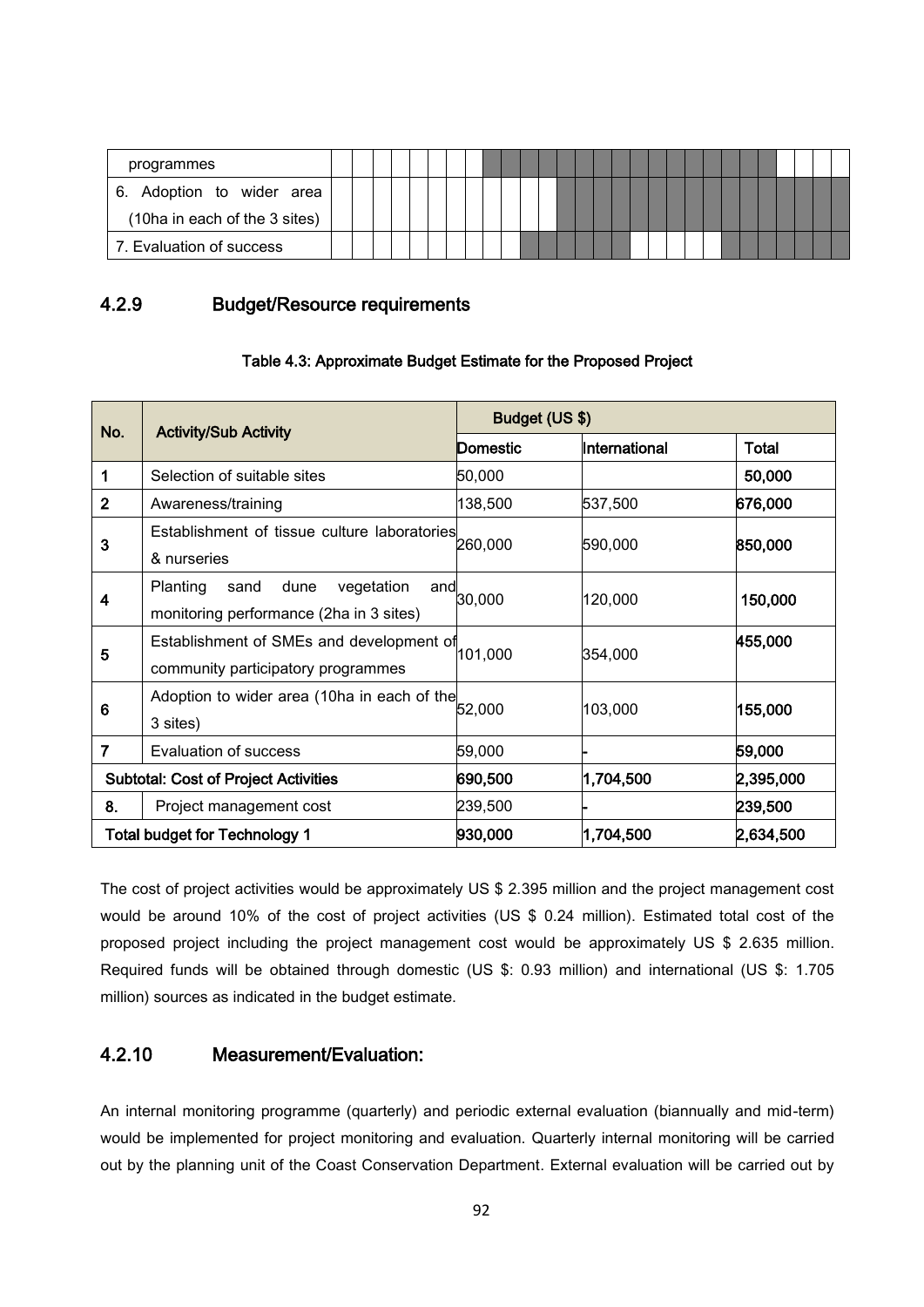| |
|---|
| programmes |
| 6. Adoption to wider area (10ha in each of the 3 sites) |
| 7. Evaluation of success |

### 4.2.9 Budget/Resource requirements

**Table 4.3: Approximate Budget Estimate for the Proposed Project**

| No. | Activity/Sub Activity | Budget (US $) | | |
|---|---|---|---|---|
| | | Domestic | International | Total |
| 1 | Selection of suitable sites | 50,000 | | **50,000** |
| 2 | Awareness/training | 138,500 | 537,500 | **676,000** |
| 3 | Establishment of tissue culture laboratories & nurseries | 260,000 | 590,000 | **850,000** |
| 4 | Planting sand dune vegetation and monitoring performance (2ha in 3 sites) | 30,000 | 120,000 | **150,000** |
| 5 | Establishment of SMEs and development of community participatory programmes | 101,000 | 354,000 | **455,000** |
| 6 | Adoption to wider area (10ha in each of the 3 sites) | 52,000 | 103,000 | **155,000** |
| 7 | Evaluation of success | 59,000 | - | **59,000** |
| **Subtotal: Cost of Project Activities** | | **690,500** | **1,704,500** | **2,395,000** |
| **8.** | Project management cost | 239,500 | - | **239,500** |
| **Total budget for Technology 1** | | **930,000** | **1,704,500** | **2,634,500** |

The cost of project activities would be approximately US $ 2.395 million and the project management cost would be around 10% of the cost of project activities (US $ 0.24 million). Estimated total cost of the proposed project including the project management cost would be approximately US $ 2.635 million. Required funds will be obtained through domestic (US $: 0.93 million) and international (US $: 1.705 million) sources as indicated in the budget estimate.

### 4.2.10 Measurement/Evaluation:

An internal monitoring programme (quarterly) and periodic external evaluation (biannually and mid-term) would be implemented for project monitoring and evaluation. Quarterly internal monitoring will be carried out by the planning unit of the Coast Conservation Department. External evaluation will be carried out by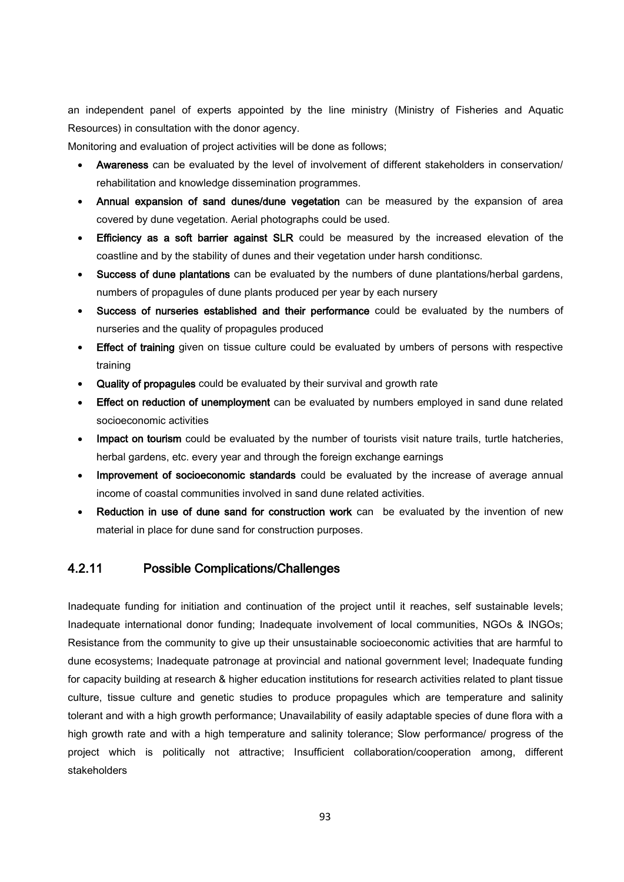an independent panel of experts appointed by the line ministry (Ministry of Fisheries and Aquatic Resources) in consultation with the donor agency.

Monitoring and evaluation of project activities will be done as follows;

- **Awareness** can be evaluated by the level of involvement of different stakeholders in conservation/ rehabilitation and knowledge dissemination programmes.
- **Annual expansion of sand dunes/dune vegetation** can be measured by the expansion of area covered by dune vegetation. Aerial photographs could be used.
- **Efficiency as a soft barrier against SLR** could be measured by the increased elevation of the coastline and by the stability of dunes and their vegetation under harsh conditionsc.
- **Success of dune plantations** can be evaluated by the numbers of dune plantations/herbal gardens, numbers of propagules of dune plants produced per year by each nursery
- **Success of nurseries established and their performance** could be evaluated by the numbers of nurseries and the quality of propagules produced
- **Effect of training** given on tissue culture could be evaluated by umbers of persons with respective training
- **Quality of propagules** could be evaluated by their survival and growth rate
- **Effect on reduction of unemployment** can be evaluated by numbers employed in sand dune related socioeconomic activities
- **Impact on tourism** could be evaluated by the number of tourists visit nature trails, turtle hatcheries, herbal gardens, etc. every year and through the foreign exchange earnings
- **Improvement of socioeconomic standards** could be evaluated by the increase of average annual income of coastal communities involved in sand dune related activities.
- **Reduction in use of dune sand for construction work** can be evaluated by the invention of new material in place for dune sand for construction purposes.

### 4.2.11 Possible Complications/Challenges

Inadequate funding for initiation and continuation of the project until it reaches, self sustainable levels; Inadequate international donor funding; Inadequate involvement of local communities, NGOs & INGOs; Resistance from the community to give up their unsustainable socioeconomic activities that are harmful to dune ecosystems; Inadequate patronage at provincial and national government level; Inadequate funding for capacity building at research & higher education institutions for research activities related to plant tissue culture, tissue culture and genetic studies to produce propagules which are temperature and salinity tolerant and with a high growth performance; Unavailability of easily adaptable species of dune flora with a high growth rate and with a high temperature and salinity tolerance; Slow performance/ progress of the project which is politically not attractive; Insufficient collaboration/cooperation among, different stakeholders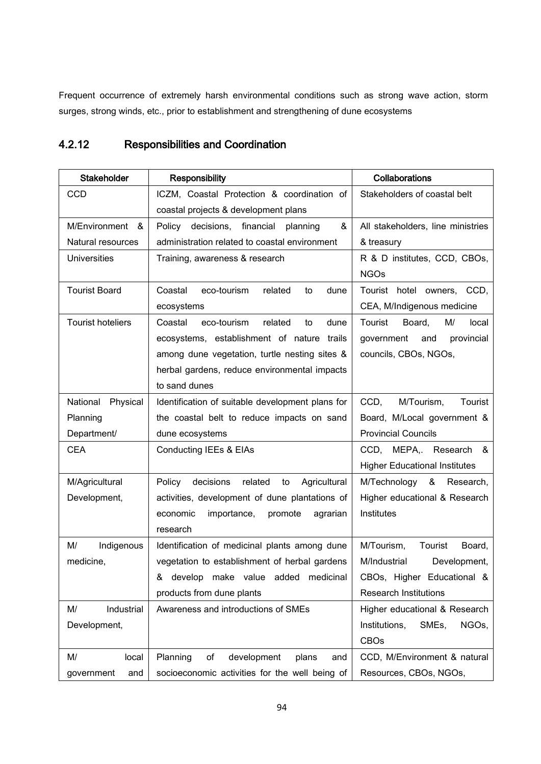Frequent occurrence of extremely harsh environmental conditions such as strong wave action, storm surges, strong winds, etc., prior to establishment and strengthening of dune ecosystems

### 4.2.12 Responsibilities and Coordination

| Stakeholder | Responsibility | Collaborations |
| --- | --- | --- |
| CCD | ICZM, Coastal Protection & coordination of coastal projects & development plans | Stakeholders of coastal belt |
| M/Environment & Natural resources | Policy decisions, financial planning & administration related to coastal environment | All stakeholders, line ministries & treasury |
| Universities | Training, awareness & research | R & D institutes, CCD, CBOs, NGOs |
| Tourist Board | Coastal eco-tourism related to dune ecosystems | Tourist hotel owners, CCD, CEA, M/Indigenous medicine |
| Tourist hoteliers | Coastal eco-tourism related to dune ecosystems, establishment of nature trails among dune vegetation, turtle nesting sites & herbal gardens, reduce environmental impacts to sand dunes | Tourist Board, M/ local government and provincial councils, CBOs, NGOs, |
| National Physical Planning Department/ | Identification of suitable development plans for the coastal belt to reduce impacts on sand dune ecosystems | CCD, M/Tourism, Tourist Board, M/Local government & Provincial Councils |
| CEA | Conducting IEEs & EIAs | CCD, MEPA,. Research & Higher Educational Institutes |
| M/Agricultural Development, | Policy decisions related to Agricultural activities, development of dune plantations of economic importance, promote agrarian research | M/Technology & Research, Higher educational & Research Institutes |
| M/ Indigenous medicine, | Identification of medicinal plants among dune vegetation to establishment of herbal gardens & develop make value added medicinal products from dune plants | M/Tourism, Tourist Board, M/Industrial Development, CBOs, Higher Educational & Research Institutions |
| M/ Industrial Development, | Awareness and introductions of SMEs | Higher educational & Research Institutions, SMEs, NGOs, CBOs |
| M/ local government and | Planning of development plans and socioeconomic activities for the well being of | CCD, M/Environment & natural Resources, CBOs, NGOs, |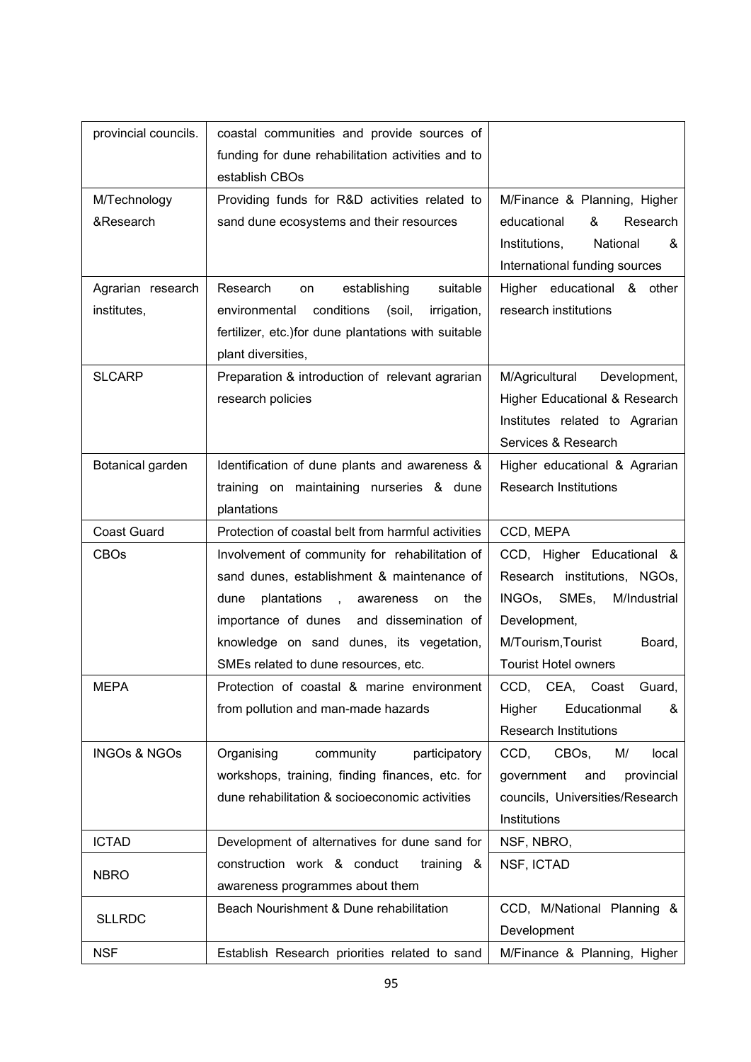| provincial councils. | coastal communities and provide sources of funding for dune rehabilitation activities and to establish CBOs | |
|---|---|---|
| M/Technology &Research | Providing funds for R&D activities related to sand dune ecosystems and their resources | M/Finance & Planning, Higher educational & Research Institutions, National & International funding sources |
| Agrarian research institutes, | Research on establishing suitable environmental conditions (soil, irrigation, fertilizer, etc.)for dune plantations with suitable plant diversities, | Higher educational & other research institutions |
| SLCARP | Preparation & introduction of relevant agrarian research policies | M/Agricultural Development, Higher Educational & Research Institutes related to Agrarian Services & Research |
| Botanical garden | Identification of dune plants and awareness & training on maintaining nurseries & dune plantations | Higher educational & Agrarian Research Institutions |
| Coast Guard | Protection of coastal belt from harmful activities | CCD, MEPA |
| CBOs | Involvement of community for rehabilitation of sand dunes, establishment & maintenance of dune plantations , awareness on the importance of dunes and dissemination of knowledge on sand dunes, its vegetation, SMEs related to dune resources, etc. | CCD, Higher Educational & Research institutions, NGOs, INGOs, SMEs, M/Industrial Development, M/Tourism,Tourist Board, Tourist Hotel owners |
| MEPA | Protection of coastal & marine environment from pollution and man-made hazards | CCD, CEA, Coast Guard, Higher Educationmal & Research Institutions |
| INGOs & NGOs | Organising community participatory workshops, training, finding finances, etc. for dune rehabilitation & socioeconomic activities | CCD, CBOs, M/ local government and provincial councils, Universities/Research Institutions |
| ICTAD | Development of alternatives for dune sand for construction work & conduct training & awareness programmes about them | NSF, NBRO, |
| NBRO | | NSF, ICTAD |
| SLLRDC | Beach Nourishment & Dune rehabilitation | CCD, M/National Planning & Development |
| NSF | Establish Research priorities related to sand | M/Finance & Planning, Higher |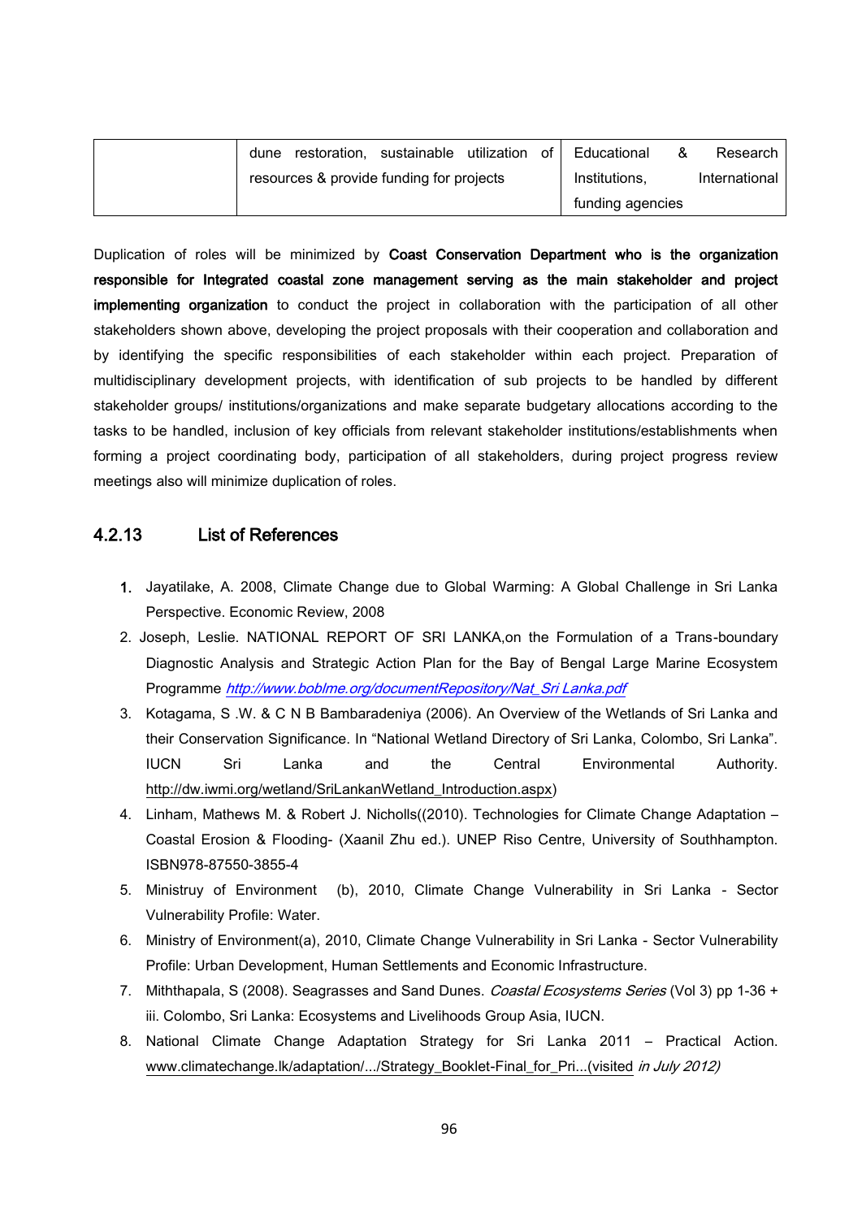| | | |
|---|---|---|
| | dune restoration, sustainable utilization of resources & provide funding for projects | Educational & Research Institutions, International funding agencies |

Duplication of roles will be minimized by **Coast Conservation Department who is the organization responsible for Integrated coastal zone management serving as the main stakeholder and project implementing organization** to conduct the project in collaboration with the participation of all other stakeholders shown above, developing the project proposals with their cooperation and collaboration and by identifying the specific responsibilities of each stakeholder within each project. Preparation of multidisciplinary development projects, with identification of sub projects to be handled by different stakeholder groups/ institutions/organizations and make separate budgetary allocations according to the tasks to be handled, inclusion of key officials from relevant stakeholder institutions/establishments when forming a project coordinating body, participation of all stakeholders, during project progress review meetings also will minimize duplication of roles.

### 4.2.13 List of References

1. Jayatilake, A. 2008, Climate Change due to Global Warming: A Global Challenge in Sri Lanka Perspective. Economic Review, 2008
2. Joseph, Leslie. NATIONAL REPORT OF SRI LANKA,on the Formulation of a Trans-boundary Diagnostic Analysis and Strategic Action Plan for the Bay of Bengal Large Marine Ecosystem Programme *http://www.boblme.org/documentRepository/Nat_Sri Lanka.pdf*
3. Kotagama, S .W. & C N B Bambaradeniya (2006). An Overview of the Wetlands of Sri Lanka and their Conservation Significance. In "National Wetland Directory of Sri Lanka, Colombo, Sri Lanka". IUCN Sri Lanka and the Central Environmental Authority. http://dw.iwmi.org/wetland/SriLankanWetland_Introduction.aspx)
4. Linham, Mathews M. & Robert J. Nicholls((2010). Technologies for Climate Change Adaptation – Coastal Erosion & Flooding- (Xaanil Zhu ed.). UNEP Riso Centre, University of Southhampton. ISBN978-87550-3855-4
5. Ministruy of Environment (b), 2010, Climate Change Vulnerability in Sri Lanka - Sector Vulnerability Profile: Water.
6. Ministry of Environment(a), 2010, Climate Change Vulnerability in Sri Lanka - Sector Vulnerability Profile: Urban Development, Human Settlements and Economic Infrastructure.
7. Miththapala, S (2008). Seagrasses and Sand Dunes. *Coastal Ecosystems Series* (Vol 3) pp 1-36 + iii. Colombo, Sri Lanka: Ecosystems and Livelihoods Group Asia, IUCN.
8. National Climate Change Adaptation Strategy for Sri Lanka 2011 – Practical Action. www.climatechange.lk/adaptation/.../Strategy_Booklet-Final_for_Pri...(visited *in July 2012)*